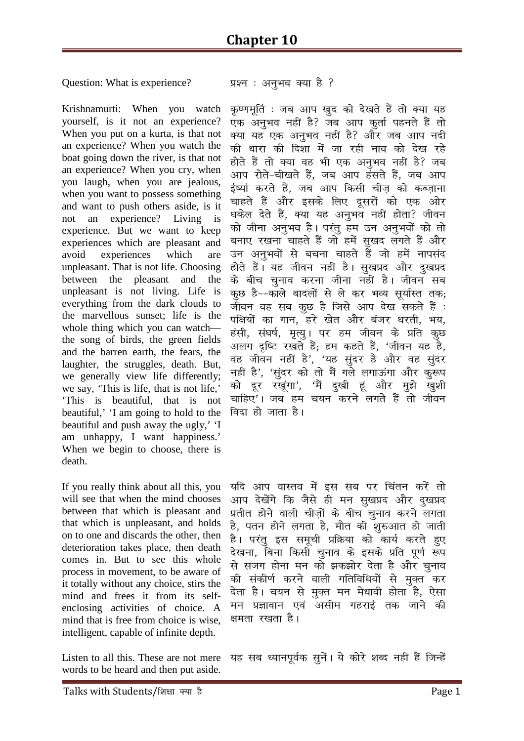# Chapter 10

Question: What is experience?

प्रश्न : अनुभव क्या है ?

Krishnamurti: When you watch yourself, is it not an experience? When you put on a kurta, is that not an experience? When you watch the boat going down the river, is that not an experience? When you cry, when you laugh, when you are jealous, when you want to possess something and want to push others aside, is it not an experience? Living is experience. But we want to keep experiences which are pleasant and avoid experiences which are unpleasant. That is not life. Choosing between the pleasant and the unpleasant is not living. Life is everything from the dark clouds to the marvellous sunset; life is the whole thing which you can watch—the song of birds, the green fields and the barren earth, the fears, the laughter, the struggles, death. But, we generally view life differently; we say, 'This is life, that is not life,' 'This is beautiful, that is not beautiful,' 'I am going to hold to the beautiful and push away the ugly,' 'I am unhappy, I want happiness.' When we begin to choose, there is death.

कृष्णमूर्ति : जब आप खुद को देखते हैं तो क्या यह एक अनुभव नहीं है? जब आप कुर्ता पहनते हैं तो क्या यह एक अनुभव नहीं है? और जब आप नदी की धारा की दिशा में जा रही नाव को देख रहे होते हैं तो क्या वह भी एक अनुभव नहीं है? जब आप रोते-चीखते हैं, जब आप हंसते हैं, जब आप ईर्ष्या करते हैं, जब आप किसी चीज़ को कब्ज़ाना चाहते हैं और इसके लिए दूसरों को एक ओर धकेल देते हैं, क्या यह अनुभव नहीं होता? जीवन को जीना अनुभव है। परंतु हम उन अनुभवों को तो बनाए रखना चाहते हैं जो हमें सुखद लगते हैं और उन अनुभवों से बचना चाहते हैं जो हमें नापसंद होते हैं। यह जीवन नहीं है। सुखप्रद और दुखप्रद के बीच चुनाव करना जीना नहीं है। जीवन सब कुछ है--काले बादलों से ले कर भव्य सूर्यास्त तक; जीवन वह सब कुछ है जिसे आप देख सकते हैं : पक्षियों का गान, हरे खेत और बंजर धरती, भय, हंसी, संघर्ष, मृत्यु। पर हम जीवन के प्रति कुछ अलग दृष्टि रखते हैं; हम कहते हैं, 'जीवन यह है, वह जीवन नहीं है', 'यह सुंदर है और वह सुंदर नहीं है', 'सुंदर को तो मैं गले लगाऊंगा और कुरूप को दूर रखूंगा', 'मैं दुखी हूं और मुझे खुशी चाहिए'। जब हम चयन करने लगते हैं तो जीवन विदा हो जाता है।

If you really think about all this, you will see that when the mind chooses between that which is pleasant and that which is unpleasant, and holds on to one and discards the other, then deterioration takes place, then death comes in. But to see this whole process in movement, to be aware of it totally without any choice, stirs the mind and frees it from its self-enclosing activities of choice. A mind that is free from choice is wise, intelligent, capable of infinite depth.

यदि आप वास्तव में इस सब पर चिंतन करें तो आप देखेंगे कि जैसे ही मन सुखप्रद और दुखप्रद प्रतीत होने वाली चीज़ों के बीच चुनाव करने लगता है, पतन होने लगता है, मौत की शुरुआत हो जाती है। परंतु इस समूची प्रक्रिया को कार्य करते हुए देखना, बिना किसी चुनाव के इसके प्रति पूर्ण रूप से सजग होना मन को झकझोर देता है और चुनाव की संकीर्ण करने वाली गतिविधियों से मुक्त कर देता है। चयन से मुक्त मन मेधावी होता है, ऐसा मन प्रज्ञावान एवं असीम गहराई तक जाने की क्षमता रखता है।

Listen to all this. These are not mere words to be heard and then put aside.

यह सब ध्यानपूर्वक सुनें। ये कोरे शब्द नहीं हैं जिन्हें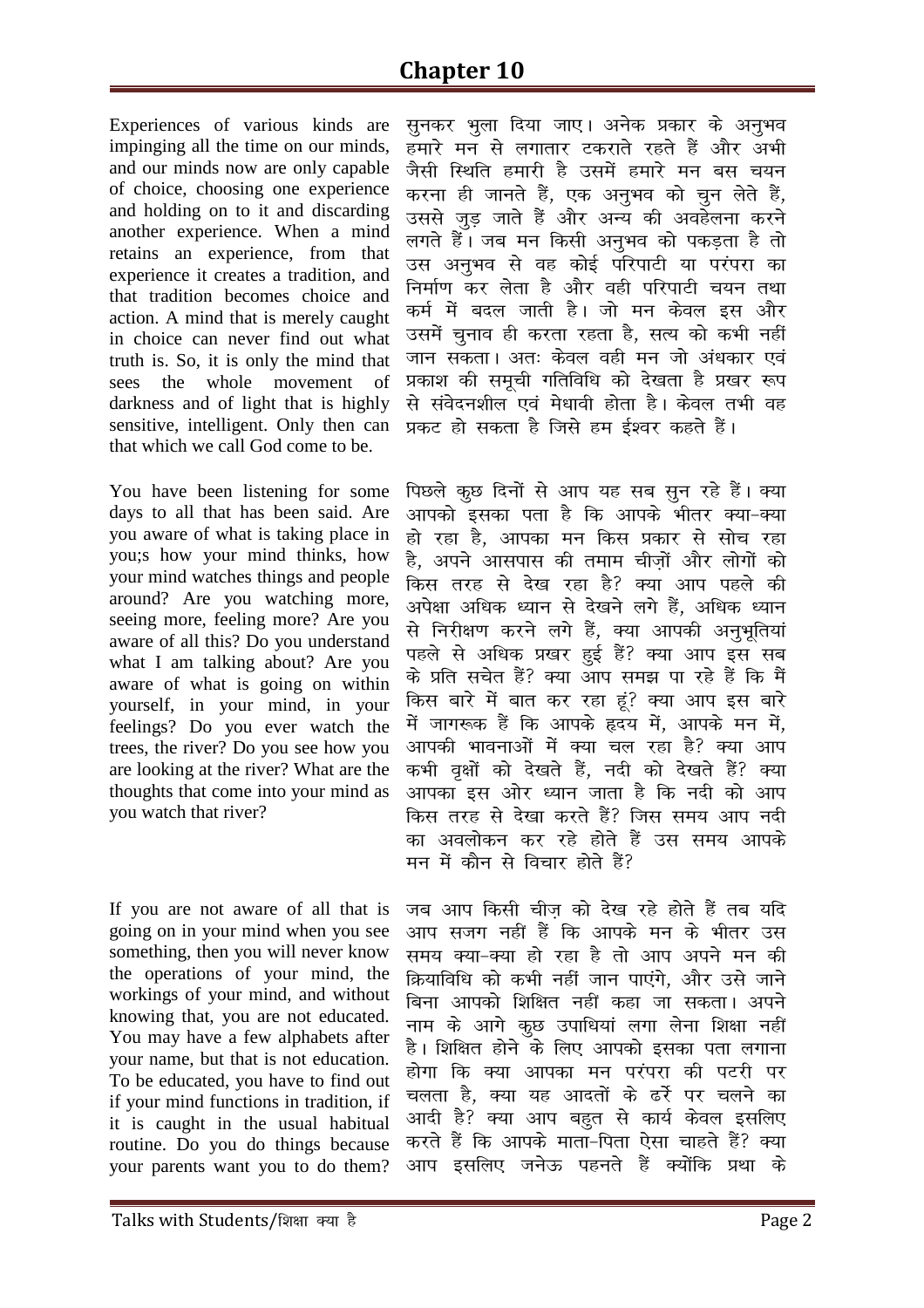# Chapter 10

Experiences of various kinds are impinging all the time on our minds, and our minds now are only capable of choice, choosing one experience and holding on to it and discarding another experience. When a mind retains an experience, from that experience it creates a tradition, and that tradition becomes choice and action. A mind that is merely caught in choice can never find out what truth is. So, it is only the mind that sees the whole movement of darkness and of light that is highly sensitive, intelligent. Only then can that which we call God come to be.

You have been listening for some days to all that has been said. Are you aware of what is taking place in you;s how your mind thinks, how your mind watches things and people around? Are you watching more, seeing more, feeling more? Are you aware of all this? Do you understand what I am talking about? Are you aware of what is going on within yourself, in your mind, in your feelings? Do you ever watch the trees, the river? Do you see how you are looking at the river? What are the thoughts that come into your mind as you watch that river?

If you are not aware of all that is going on in your mind when you see something, then you will never know the operations of your mind, the workings of your mind, and without knowing that, you are not educated. You may have a few alphabets after your name, but that is not education. To be educated, you have to find out if your mind functions in tradition, if it is caught in the usual habitual routine. Do you do things because your parents want you to do them?

सुनकर भुला दिया जाए। अनेक प्रकार के अनुभव हमारे मन से लगातार टकराते रहते हैं और अभी जैसी स्थिति हमारी है उसमें हमारे मन बस चयन करना ही जानते हैं, एक अनुभव को चुन लेते हैं, उससे जुड़ जाते हैं और अन्य की अवहेलना करने लगते हैं। जब मन किसी अनुभव को पकड़ता है तो उस अनुभव से वह कोई परिपाटी या परंपरा का निर्माण कर लेता है और वही परिपाटी चयन तथा कर्म में बदल जाती है। जो मन केवल इस और उसमें चुनाव ही करता रहता है, सत्य को कभी नहीं जान सकता। अतः केवल वही मन जो अंधकार एवं प्रकाश की समूची गतिविधि को देखता है प्रखर रूप से संवेदनशील एवं मेधावी होता है। केवल तभी वह प्रकट हो सकता है जिसे हम ईश्वर कहते हैं।

पिछले कुछ दिनों से आप यह सब सुन रहे हैं। क्या आपको इसका पता है कि आपके भीतर क्या-क्या हो रहा है, आपका मन किस प्रकार से सोच रहा है, अपने आसपास की तमाम चीज़ों और लोगों को किस तरह से देख रहा है? क्या आप पहले की अपेक्षा अधिक ध्यान से देखने लगे हैं, अधिक ध्यान से निरीक्षण करने लगे हैं, क्या आपकी अनुभूतियां पहले से अधिक प्रखर हुई हैं? क्या आप इस सब के प्रति सचेत हैं? क्या आप समझ पा रहे हैं कि मैं किस बारे में बात कर रहा हूं? क्या आप इस बारे में जागरूक हैं कि आपके हृदय में, आपके मन में, आपकी भावनाओं में क्या चल रहा है? क्या आप कभी वृक्षों को देखते हैं, नदी को देखते हैं? क्या आपका इस ओर ध्यान जाता है कि नदी को आप किस तरह से देखा करते हैं? जिस समय आप नदी का अवलोकन कर रहे होते हैं उस समय आपके मन में कौन से विचार होते हैं?

जब आप किसी चीज़ को देख रहे होते हैं तब यदि आप सजग नहीं हैं कि आपके मन के भीतर उस समय क्या-क्या हो रहा है तो आप अपने मन की क्रियाविधि को कभी नहीं जान पाएंगे, और उसे जाने बिना आपको शिक्षित नहीं कहा जा सकता। अपने नाम के आगे कुछ उपाधियां लगा लेना शिक्षा नहीं है। शिक्षित होने के लिए आपको इसका पता लगाना होगा कि क्या आपका मन परंपरा की पटरी पर चलता है, क्या यह आदतों के ढर्रे पर चलने का आदी है? क्या आप बहुत से कार्य केवल इसलिए करते हैं कि आपके माता-पिता ऐसा चाहते हैं? क्या आप इसलिए जनेऊ पहनते हैं क्योंकि प्रथा के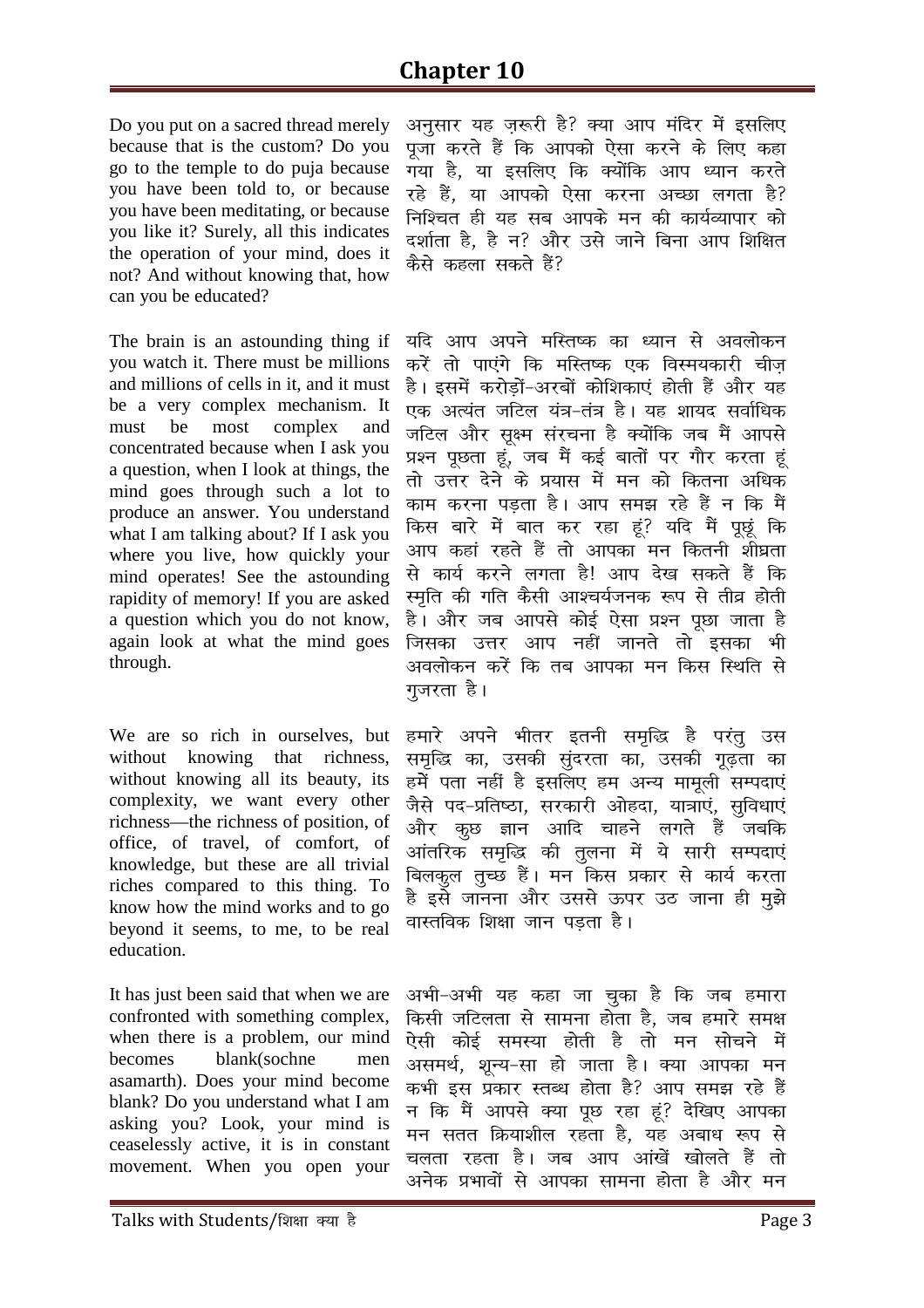# Chapter 10

Do you put on a sacred thread merely because that is the custom? Do you go to the temple to do puja because you have been told to, or because you have been meditating, or because you like it? Surely, all this indicates the operation of your mind, does it not? And without knowing that, how can you be educated?

अनुसार यह ज़रूरी है? क्या आप मंदिर में इसलिए पूजा करते हैं कि आपको ऐसा करने के लिए कहा गया है, या इसलिए कि क्योंकि आप ध्यान करते रहे हैं, या आपको ऐसा करना अच्छा लगता है? निश्चित ही यह सब आपके मन की कार्यव्यापार को दर्शाता है, है न? और उसे जाने बिना आप शिक्षित कैसे कहला सकते हैं?

The brain is an astounding thing if you watch it. There must be millions and millions of cells in it, and it must be a very complex mechanism. It must be most complex and concentrated because when I ask you a question, when I look at things, the mind goes through such a lot to produce an answer. You understand what I am talking about? If I ask you where you live, how quickly your mind operates! See the astounding rapidity of memory! If you are asked a question which you do not know, again look at what the mind goes through.

यदि आप अपने मस्तिष्क का ध्यान से अवलोकन करें तो पाएंगे कि मस्तिष्क एक विस्मयकारी चीज़ है। इसमें करोड़ों-अरबों कोशिकाएं होती हैं और यह एक अत्यंत जटिल यंत्र-तंत्र है। यह शायद सर्वाधिक जटिल और सूक्ष्म संरचना है क्योंकि जब मैं आपसे प्रश्न पूछता हूं, जब मैं कई बातों पर गौर करता हूं तो उत्तर देने के प्रयास में मन को कितना अधिक काम करना पड़ता है। आप समझ रहे हैं न कि मैं किस बारे में बात कर रहा हूं? यदि मैं पूछूं कि आप कहां रहते हैं तो आपका मन कितनी शीघ्रता से कार्य करने लगता है! आप देख सकते हैं कि स्मृति की गति कैसी आश्चर्यजनक रूप से तीव्र होती है। और जब आपसे कोई ऐसा प्रश्न पूछा जाता है जिसका उत्तर आप नहीं जानते तो इसका भी अवलोकन करें कि तब आपका मन किस स्थिति से गुजरता है।

We are so rich in ourselves, but without knowing that richness, without knowing all its beauty, its complexity, we want every other richness—the richness of position, of office, of travel, of comfort, of knowledge, but these are all trivial riches compared to this thing. To know how the mind works and to go beyond it seems, to me, to be real education.

हमारे अपने भीतर इतनी समृद्धि है परंतु उस समृद्धि का, उसकी सुंदरता का, उसकी गूढ़ता का हमें पता नहीं है इसलिए हम अन्य मामूली सम्पदाएं जैसे पद-प्रतिष्ठा, सरकारी ओहदा, यात्राएं, सुविधाएं और कुछ ज्ञान आदि चाहने लगते हैं जबकि आंतरिक समृद्धि की तुलना में ये सारी सम्पदाएं बिलकुल तुच्छ हैं। मन किस प्रकार से कार्य करता है इसे जानना और उससे ऊपर उठ जाना ही मुझे वास्तविक शिक्षा जान पड़ता है।

It has just been said that when we are confronted with something complex, when there is a problem, our mind becomes blank(sochne men asamarth). Does your mind become blank? Do you understand what I am asking you? Look, your mind is ceaselessly active, it is in constant movement. When you open your

अभी-अभी यह कहा जा चुका है कि जब हमारा किसी जटिलता से सामना होता है, जब हमारे समक्ष ऐसी कोई समस्या होती है तो मन सोचने में असमर्थ, शून्य-सा हो जाता है। क्या आपका मन कभी इस प्रकार स्तब्ध होता है? आप समझ रहे हैं न कि मैं आपसे क्या पूछ रहा हूं? देखिए आपका मन सतत क्रियाशील रहता है, यह अबाध रूप से चलता रहता है। जब आप आंखें खोलते हैं तो अनेक प्रभावों से आपका सामना होता है और मन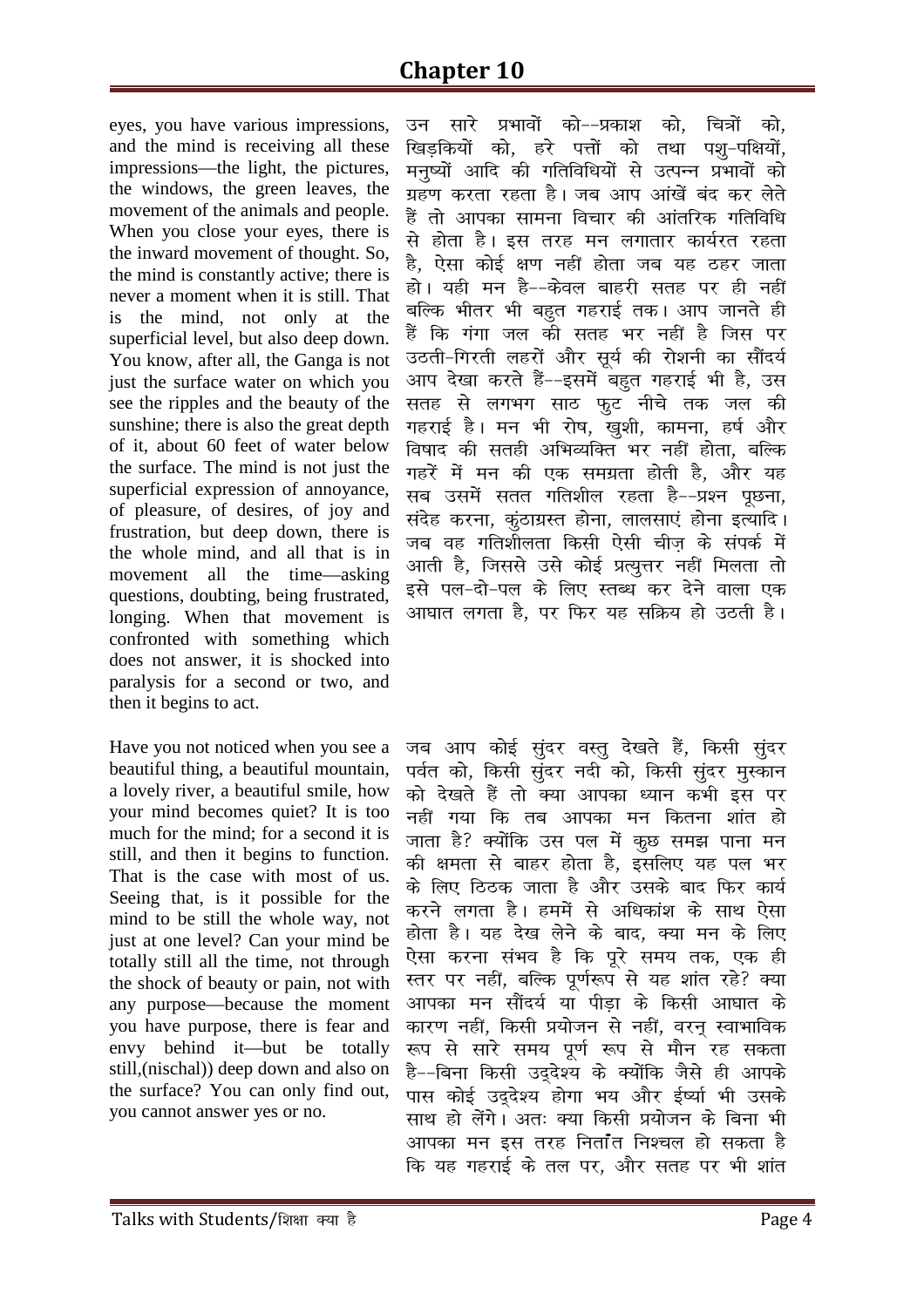# Chapter 10

eyes, you have various impressions, and the mind is receiving all these impressions—the light, the pictures, the windows, the green leaves, the movement of the animals and people. When you close your eyes, there is the inward movement of thought. So, the mind is constantly active; there is never a moment when it is still. That is the mind, not only at the superficial level, but also deep down. You know, after all, the Ganga is not just the surface water on which you see the ripples and the beauty of the sunshine; there is also the great depth of it, about 60 feet of water below the surface. The mind is not just the superficial expression of annoyance, of pleasure, of desires, of joy and frustration, but deep down, there is the whole mind, and all that is in movement all the time—asking questions, doubting, being frustrated, longing. When that movement is confronted with something which does not answer, it is shocked into paralysis for a second or two, and then it begins to act.

उन सारे प्रभावों को--प्रकाश को, चित्रों को, खिड़कियों को, हरे पत्तों को तथा पशु-पक्षियों, मनुष्यों आदि की गतिविधियों से उत्पन्न प्रभावों को ग्रहण करता रहता है। जब आप आंखें बंद कर लेते हैं तो आपका सामना विचार की आंतरिक गतिविधि से होता है। इस तरह मन लगातार कार्यरत रहता है, ऐसा कोई क्षण नहीं होता जब यह ठहर जाता हो। यही मन है--केवल बाहरी सतह पर ही नहीं बल्कि भीतर भी बहुत गहराई तक। आप जानते ही हैं कि गंगा जल की सतह भर नहीं है जिस पर उठती-गिरती लहरों और सूर्य की रोशनी का सौंदर्य आप देखा करते हैं--इसमें बहुत गहराई भी है, उस सतह से लगभग साठ फुट नीचे तक जल की गहराई है। मन भी रोष, खुशी, कामना, हर्ष और विषाद की सतही अभिव्यक्ति भर नहीं होता, बल्कि गहरें में मन की एक समग्रता होती है, और यह सब उसमें सतत गतिशील रहता है--प्रश्न पूछना, संदेह करना, कुंठाग्रस्त होना, लालसाएं होना इत्यादि। जब वह गतिशीलता किसी ऐसी चीज़ के संपर्क में आती है, जिससे उसे कोई प्रत्युत्तर नहीं मिलता तो इसे पल-दो-पल के लिए स्तब्ध कर देने वाला एक आघात लगता है, पर फिर यह सक्रिय हो उठती है।

Have you not noticed when you see a beautiful thing, a beautiful mountain, a lovely river, a beautiful smile, how your mind becomes quiet? It is too much for the mind; for a second it is still, and then it begins to function. That is the case with most of us. Seeing that, is it possible for the mind to be still the whole way, not just at one level? Can your mind be totally still all the time, not through the shock of beauty or pain, not with any purpose—because the moment you have purpose, there is fear and envy behind it—but be totally still,(nischal)) deep down and also on the surface? You can only find out, you cannot answer yes or no.

जब आप कोई सुंदर वस्तु देखते हैं, किसी सुंदर पर्वत को, किसी सुंदर नदी को, किसी सुंदर मुस्कान को देखते हैं तो क्या आपका ध्यान कभी इस पर नहीं गया कि तब आपका मन कितना शांत हो जाता है? क्योंकि उस पल में कुछ समझ पाना मन की क्षमता से बाहर होता है, इसलिए यह पल भर के लिए ठिठक जाता है और उसके बाद फिर कार्य करने लगता है। हममें से अधिकांश के साथ ऐसा होता है। यह देख लेने के बाद, क्या मन के लिए ऐसा करना संभव है कि पूरे समय तक, एक ही स्तर पर नहीं, बल्कि पूर्णरूप से यह शांत रहे? क्या आपका मन सौंदर्य या पीड़ा के किसी आघात के कारण नहीं, किसी प्रयोजन से नहीं, वरन् स्वाभाविक रूप से सारे समय पूर्ण रूप से मौन रह सकता है--बिना किसी उद्देश्य के क्योंकि जैसे ही आपके पास कोई उद्देश्य होगा भय और ईर्ष्या भी उसके साथ हो लेंगे। अतः क्या किसी प्रयोजन के बिना भी आपका मन इस तरह नितांत निश्चल हो सकता है कि यह गहराई के तल पर, और सतह पर भी शांत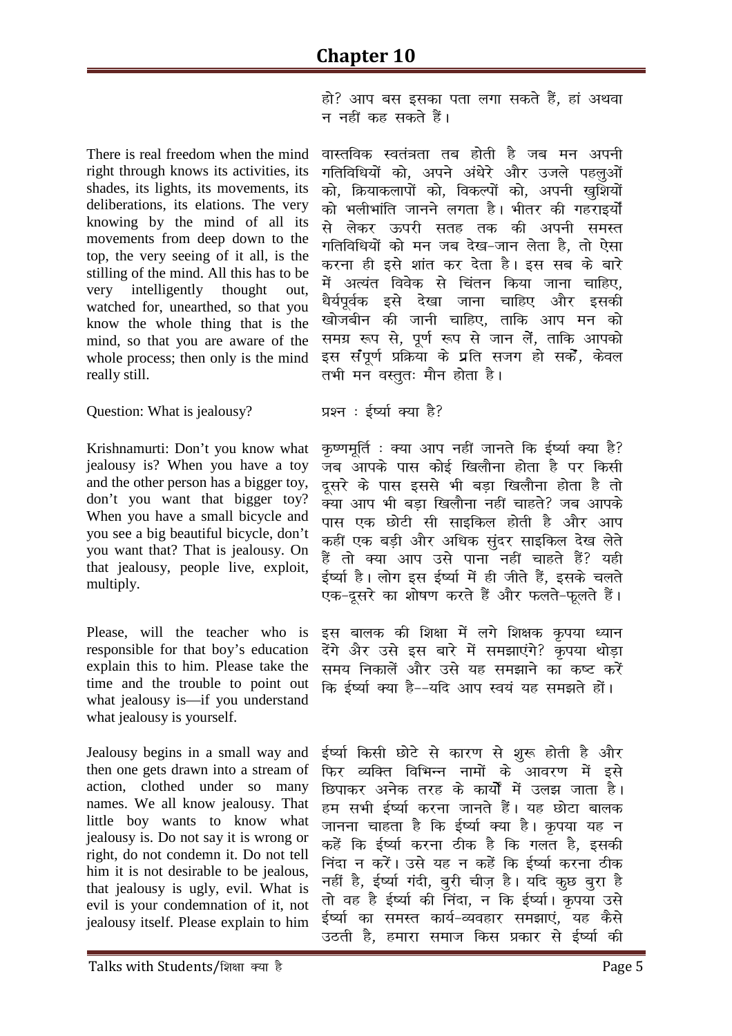# Chapter 10

हो? आप बस इसका पता लगा सकते हैं, हां अथवा न नहीं कह सकते हैं।

There is real freedom when the mind right through knows its activities, its shades, its lights, its movements, its deliberations, its elations. The very knowing by the mind of all its movements from deep down to the top, the very seeing of it all, is the stilling of the mind. All this has to be very intelligently thought out, watched for, unearthed, so that you know the whole thing that is the mind, so that you are aware of the whole process; then only is the mind really still.

वास्तविक स्वतंत्रता तब होती है जब मन अपनी गतिविधियों को, अपने अंधेरे और उजले पहलुओं को, क्रियाकलापों को, विकल्पों को, अपनी खुशियों को भलीभांति जानने लगता है। भीतर की गहराइयों से लेकर ऊपरी सतह तक की अपनी समस्त गतिविधियों को मन जब देख-जान लेता है, तो ऐसा करना ही इसे शांत कर देता है। इस सब के बारे में अत्यंत विवेक से चिंतन किया जाना चाहिए, धैर्यपूर्वक इसे देखा जाना चाहिए और इसकी खोजबीन की जानी चाहिए, ताकि आप मन को समग्र रूप से, पूर्ण रूप से जान लें, ताकि आपको इस संपूर्ण प्रक्रिया के प्रति सजग हो सकें, केवल तभी मन वस्तुतः मौन होता है।

Question: What is jealousy?

प्रश्न : ईर्ष्या क्या है?

Krishnamurti: Don't you know what jealousy is? When you have a toy and the other person has a bigger toy, don't you want that bigger toy? When you have a small bicycle and you see a big beautiful bicycle, don't you want that? That is jealousy. On that jealousy, people live, exploit, multiply.

कृष्णमूर्ति : क्या आप नहीं जानते कि ईर्ष्या क्या है? जब आपके पास कोई खिलौना होता है पर किसी दूसरे के पास इससे भी बड़ा खिलौना होता है तो क्या आप भी बड़ा खिलौना नहीं चाहते? जब आपके पास एक छोटी सी साइकिल होती है और आप कहीं एक बड़ी और अधिक सुंदर साइकिल देख लेते हैं तो क्या आप उसे पाना नहीं चाहते हैं? यही ईर्ष्या है। लोग इस ईर्ष्या में ही जीते हैं, इसके चलते एक-दूसरे का शोषण करते हैं और फलते-फूलते हैं।

Please, will the teacher who is responsible for that boy's education explain this to him. Please take the time and the trouble to point out what jealousy is—if you understand what jealousy is yourself.

इस बालक की शिक्षा में लगे शिक्षक कृपया ध्यान देंगे औेर उसे इस बारे में समझाएंगे? कृपया थोड़ा समय निकालें और उसे यह समझाने का कष्ट करें कि ईर्ष्या क्या है--यदि आप स्वयं यह समझते हों।

Jealousy begins in a small way and then one gets drawn into a stream of action, clothed under so many names. We all know jealousy. That little boy wants to know what jealousy is. Do not say it is wrong or right, do not condemn it. Do not tell him it is not desirable to be jealous, that jealousy is ugly, evil. What is evil is your condemnation of it, not jealousy itself. Please explain to him

ईर्ष्या किसी छोटे से कारण से शुरू होती है और फिर व्यक्ति विभिन्न नामों के आवरण में इसे छिपाकर अनेक तरह के कार्यों में उलझ जाता है। हम सभी ईर्ष्या करना जानते हैं। यह छोटा बालक जानना चाहता है कि ईर्ष्या क्या है। कृपया यह न कहें कि ईर्ष्या करना ठीक है कि गलत है, इसकी निंदा न करें। उसे यह न कहें कि ईर्ष्या करना ठीक नहीं है, ईर्ष्या गंदी, बुरी चीज़ है। यदि कुछ बुरा है तो वह है ईर्ष्या की निंदा, न कि ईर्ष्या। कृपया उसे ईर्ष्या का समस्त कार्य-व्यवहार समझाएं, यह कैसे उठती है, हमारा समाज किस प्रकार से ईर्ष्या की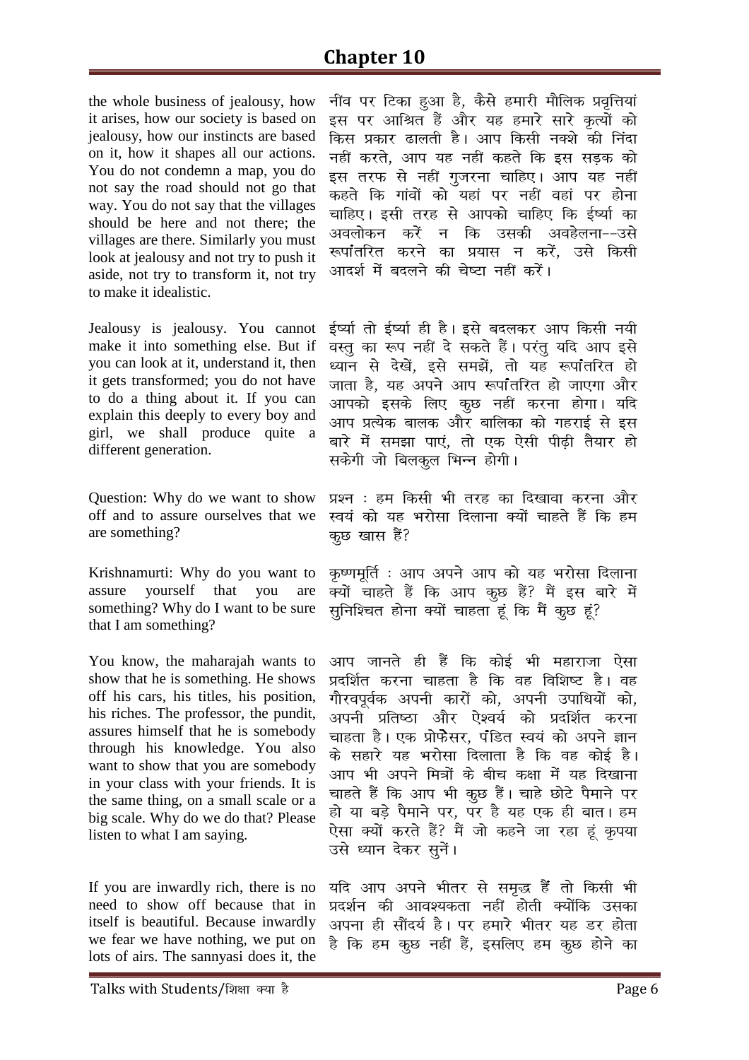## Chapter 10

the whole business of jealousy, how it arises, how our society is based on jealousy, how our instincts are based on it, how it shapes all our actions. You do not condemn a map, you do not say the road should not go that way. You do not say that the villages should be here and not there; the villages are there. Similarly you must look at jealousy and not try to push it aside, not try to transform it, not try to make it idealistic.

नींव पर टिका हुआ है, कैसे हमारी मौलिक प्रवृत्तियां इस पर आश्रित हैं और यह हमारे सारे कृत्यों को किस प्रकार ढालती है। आप किसी नक्शे की निंदा नहीं करते, आप यह नहीं कहते कि इस सड़क को इस तरफ से नहीं गुजरना चाहिए। आप यह नहीं कहते कि गांवों को यहां पर नहीं वहां पर होना चाहिए। इसी तरह से आपको चाहिए कि ईर्ष्या का अवलोकन करें न कि उसकी अवहेलना--उसे रूपांतरित करने का प्रयास न करें, उसे किसी आदर्श में बदलने की चेष्टा नहीं करें।

Jealousy is jealousy. You cannot make it into something else. But if you can look at it, understand it, then it gets transformed; you do not have to do a thing about it. If you can explain this deeply to every boy and girl, we shall produce quite a different generation.

ईर्ष्या तो ईर्ष्या ही है। इसे बदलकर आप किसी नयी वस्तु का रूप नहीं दे सकते हैं। परंतु यदि आप इसे ध्यान से देखें, इसे समझें, तो यह रूपांतरित हो जाता है, यह अपने आप रूपांतरित हो जाएगा और आपको इसके लिए कुछ नहीं करना होगा। यदि आप प्रत्येक बालक और बालिका को गहराई से इस बारे में समझा पाएं, तो एक ऐसी पीढ़ी तैयार हो सकेगी जो बिलकुल भिन्न होगी।

Question: Why do we want to show off and to assure ourselves that we are something?

प्रश्न : हम किसी भी तरह का दिखावा करना और स्वयं को यह भरोसा दिलाना क्यों चाहते हैं कि हम कुछ खास हैं?

Krishnamurti: Why do you want to assure yourself that you are something? Why do I want to be sure that I am something?

कृष्णमूर्ति : आप अपने आप को यह भरोसा दिलाना क्यों चाहते हैं कि आप कुछ हैं? मैं इस बारे में सुनिश्चित होना क्यों चाहता हूं कि मैं कुछ हूं?

You know, the maharajah wants to show that he is something. He shows off his cars, his titles, his position, his riches. The professor, the pundit, assures himself that he is somebody through his knowledge. You also want to show that you are somebody in your class with your friends. It is the same thing, on a small scale or a big scale. Why do we do that? Please listen to what I am saying.

आप जानते ही हैं कि कोई भी महाराजा ऐसा प्रदर्शित करना चाहता है कि वह विशिष्ट है। वह गौरवपूर्वक अपनी कारों को, अपनी उपाधियों को, अपनी प्रतिष्ठा और ऐश्वर्य को प्रदर्शित करना चाहता है। एक प्रोफेसर, पंडित स्वयं को अपने ज्ञान के सहारे यह भरोसा दिलाता है कि वह कोई है। आप भी अपने मित्रों के बीच कक्षा में यह दिखाना चाहते हैं कि आप भी कुछ हैं। चाहे छोटे पैमाने पर हो या बड़े पैमाने पर, पर है यह एक ही बात। हम ऐसा क्यों करते हैं? मैं जो कहने जा रहा हूं कृपया उसे ध्यान देकर सुनें।

If you are inwardly rich, there is no need to show off because that in itself is beautiful. Because inwardly we fear we have nothing, we put on lots of airs. The sannyasi does it, the

यदि आप अपने भीतर से समृद्ध हैं तो किसी भी प्रदर्शन की आवश्यकता नहीं होती क्योंकि उसका अपना ही सौंदर्य है। पर हमारे भीतर यह डर होता है कि हम कुछ नहीं हैं, इसलिए हम कुछ होने का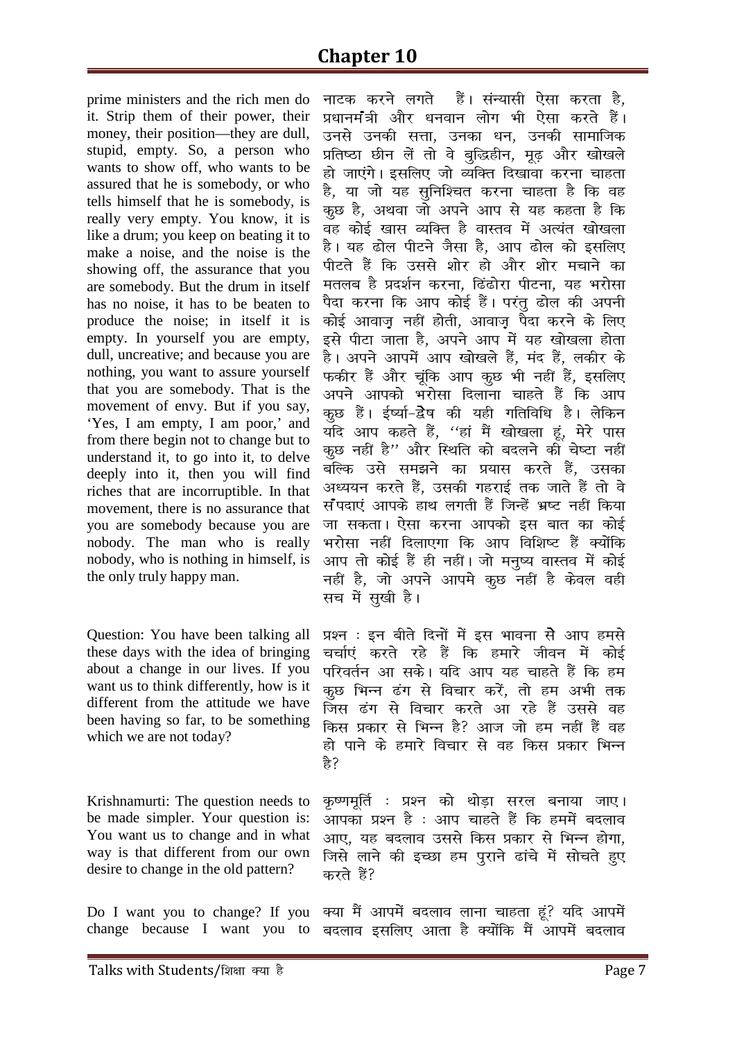# Chapter 10

prime ministers and the rich men do it. Strip them of their power, their money, their position—they are dull, stupid, empty. So, a person who wants to show off, who wants to be assured that he is somebody, or who tells himself that he is somebody, is really very empty. You know, it is like a drum; you keep on beating it to make a noise, and the noise is the showing off, the assurance that you are somebody. But the drum in itself has no noise, it has to be beaten to produce the noise; in itself it is empty. In yourself you are empty, dull, uncreative; and because you are nothing, you want to assure yourself that you are somebody. That is the movement of envy. But if you say, 'Yes, I am empty, I am poor,' and from there begin not to change but to understand it, to go into it, to delve deeply into it, then you will find riches that are incorruptible. In that movement, there is no assurance that you are somebody because you are nobody. The man who is really nobody, who is nothing in himself, is the only truly happy man.

नाटक करने लगते हैं। संन्यासी ऐसा करता है, प्रधानमंत्री और धनवान लोग भी ऐसा करते हैं। उनसे उनकी सत्ता, उनका धन, उनकी सामाजिक प्रतिष्ठा छीन लें तो वे बुद्धिहीन, मूढ़ और खोखले हो जाएंगे। इसलिए जो व्यक्ति दिखावा करना चाहता है, या जो यह सुनिश्चित करना चाहता है कि वह कुछ है, अथवा जो अपने आप से यह कहता है कि वह कोई खास व्यक्ति है वास्तव में अत्यंत खोखला है। यह ढोल पीटने जैसा है, आप ढोल को इसलिए पीटते हैं कि उससे शोर हो और शोर मचाने का मतलब है प्रदर्शन करना, ढिंढोरा पीटना, यह भरोसा पैदा करना कि आप कोई हैं। परंतु ढोल की अपनी कोई आवाज़ नहीं होती, आवाज़ पैदा करने के लिए इसे पीटा जाता है, अपने आप में यह खोखला होता है। अपने आपमें आप खोखले हैं, मंद हैं, लकीर के फकीर हैं और चूंकि आप कुछ भी नहीं हैं, इसलिए अपने आपको भरोसा दिलाना चाहते हैं कि आप कुछ हैं। ईर्ष्या-द्वेष की यही गतिविधि है। लेकिन यदि आप कहते हैं, "हां मैं खोखला हूं, मेरे पास कुछ नहीं है" और स्थिति को बदलने की चेष्टा नहीं बल्कि उसे समझने का प्रयास करते हैं, उसका अध्ययन करते हैं, उसकी गहराई तक जाते हैं तो वे संपदाएं आपके हाथ लगती हैं जिन्हें भ्रष्ट नहीं किया जा सकता। ऐसा करना आपको इस बात का कोई भरोसा नहीं दिलाएगा कि आप विशिष्ट हैं क्योंकि आप तो कोई हैं ही नहीं। जो मनुष्य वास्तव में कोई नहीं है, जो अपने आपमे कुछ नहीं है केवल वही सच में सुखी है।

Question: You have been talking all these days with the idea of bringing about a change in our lives. If you want us to think differently, how is it different from the attitude we have been having so far, to be something which we are not today?

प्रश्न : इन बीते दिनों में इस भावना से आप हमसे चर्चाएं करते रहे हैं कि हमारे जीवन में कोई परिवर्तन आ सके। यदि आप यह चाहते हैं कि हम कुछ भिन्न ढंग से विचार करें, तो हम अभी तक जिस ढंग से विचार करते आ रहे हैं उससे वह किस प्रकार से भिन्न है? आज जो हम नहीं हैं वह हो पाने के हमारे विचार से वह किस प्रकार भिन्न है?

Krishnamurti: The question needs to be made simpler. Your question is: You want us to change and in what way is that different from our own desire to change in the old pattern?

कृष्णमूर्ति : प्रश्न को थोड़ा सरल बनाया जाए। आपका प्रश्न है : आप चाहते हैं कि हममें बदलाव आए, यह बदलाव उससे किस प्रकार से भिन्न होगा, जिसे लाने की इच्छा हम पुराने ढांचे में सोचते हुए करते हैं?

Do I want you to change? If you change because I want you to

क्या मैं आपमें बदलाव लाना चाहता हूं? यदि आपमें बदलाव इसलिए आता है क्योंकि मैं आपमें बदलाव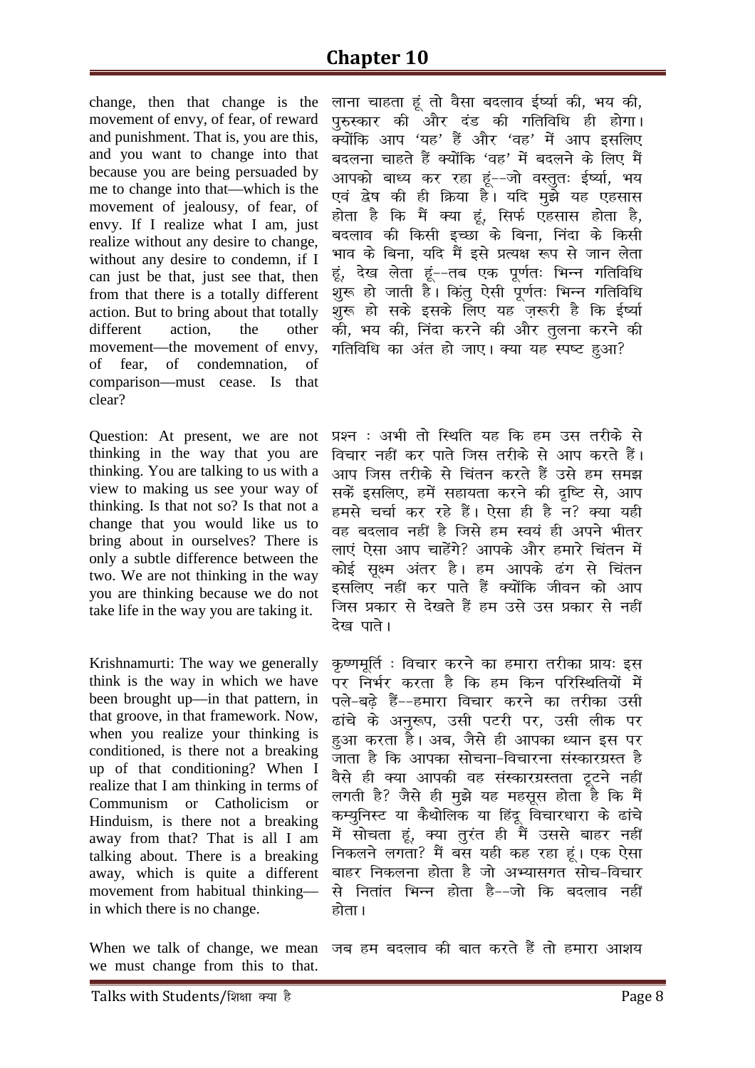## Chapter 10

change, then that change is the movement of envy, of fear, of reward and punishment. That is, you are this, and you want to change into that because you are being persuaded by me to change into that—which is the movement of jealousy, of fear, of envy. If I realize what I am, just realize without any desire to change, without any desire to condemn, if I can just be that, just see that, then from that there is a totally different action. But to bring about that totally different action, the other movement—the movement of envy, of fear, of condemnation, of comparison—must cease. Is that clear?

लाना चाहता हूं तो वैसा बदलाव ईर्ष्या की, भय की, पुरुस्कार की और दंड की गतिविधि ही होगा। क्योंकि आप 'यह' हैं और 'वह' में आप इसलिए बदलना चाहते हैं क्योंकि 'वह' में बदलने के लिए मैं आपको बाध्य कर रहा हूं--जो वस्तुतः ईर्ष्या, भय एवं द्वेष की ही क्रिया है। यदि मुझे यह एहसास होता है कि मैं क्या हूं, सिर्फ एहसास होता है, बदलाव की किसी इच्छा के बिना, निंदा के किसी भाव के बिना, यदि मैं इसे प्रत्यक्ष रूप से जान लेता हूं, देख लेता हूं--तब एक पूर्णतः भिन्न गतिविधि शुरू हो जाती है। किंतु ऐसी पूर्णतः भिन्न गतिविधि शुरू हो सके इसके लिए यह ज़रूरी है कि ईर्ष्या की, भय की, निंदा करने की और तुलना करने की गतिविधि का अंत हो जाए। क्या यह स्पष्ट हुआ?

Question: At present, we are not thinking in the way that you are thinking. You are talking to us with a view to making us see your way of thinking. Is that not so? Is that not a change that you would like us to bring about in ourselves? There is only a subtle difference between the two. We are not thinking in the way you are thinking because we do not take life in the way you are taking it.

प्रश्न : अभी तो स्थिति यह कि हम उस तरीके से विचार नहीं कर पाते जिस तरीके से आप करते हैं। आप जिस तरीके से चिंतन करते हैं उसे हम समझ सकें इसलिए, हमें सहायता करने की दृष्टि से, आप हमसे चर्चा कर रहे हैं। ऐसा ही है न? क्या यही वह बदलाव नहीं है जिसे हम स्वयं ही अपने भीतर लाएं ऐसा आप चाहेंगे? आपके और हमारे चिंतन में कोई सूक्ष्म अंतर है। हम आपके ढंग से चिंतन इसलिए नहीं कर पाते हैं क्योंकि जीवन को आप जिस प्रकार से देखते हैं हम उसे उस प्रकार से नहीं देख पाते।

Krishnamurti: The way we generally think is the way in which we have been brought up—in that pattern, in that groove, in that framework. Now, when you realize your thinking is conditioned, is there not a breaking up of that conditioning? When I realize that I am thinking in terms of Communism or Catholicism or Hinduism, is there not a breaking away from that? That is all I am talking about. There is a breaking away, which is quite a different movement from habitual thinking—in which there is no change.

कृष्णमूर्ति : विचार करने का हमारा तरीका प्रायः इस पर निर्भर करता है कि हम किन परिस्थितियों में पले-बढ़े हैं--हमारा विचार करने का तरीका उसी ढांचे के अनुरूप, उसी पटरी पर, उसी लीक पर हुआ करता है। अब, जैसे ही आपका ध्यान इस पर जाता है कि आपका सोचना-विचारना संस्कारग्रस्त है वैसे ही क्या आपकी वह संस्कारग्रस्तता टूटने नहीं लगती है? जैसे ही मुझे यह महसूस होता है कि मैं कम्युनिस्ट या कैथोलिक या हिंदू विचारधारा के ढांचे में सोचता हूं, क्या तुरंत ही मैं उससे बाहर नहीं निकलने लगता? मैं बस यही कह रहा हूं। एक ऐसा बाहर निकलना होता है जो अभ्यासगत सोच-विचार से नितांत भिन्न होता है--जो कि बदलाव नहीं होता।

When we talk of change, we mean we must change from this to that.

जब हम बदलाव की बात करते हैं तो हमारा आशय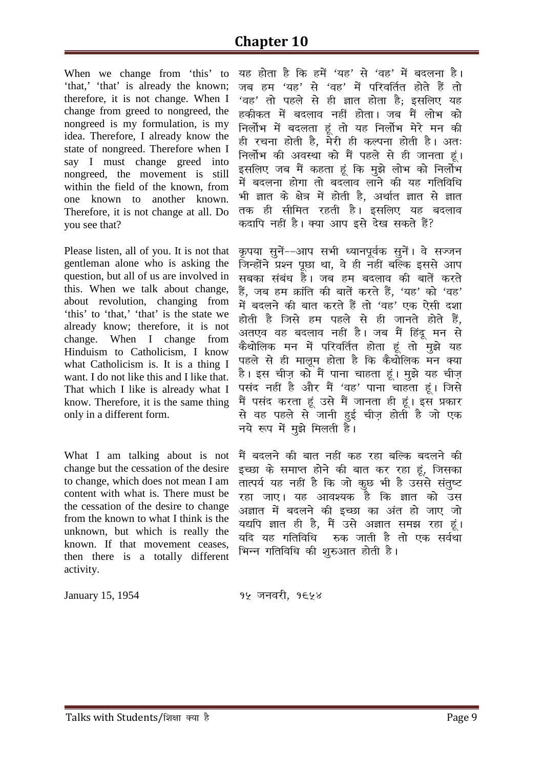# Chapter 10

When we change from 'this' to 'that,' 'that' is already the known; therefore, it is not change. When I change from greed to nongreed, the nongreed is my formulation, is my idea. Therefore, I already know the state of nongreed. Therefore when I say I must change greed into nongreed, the movement is still within the field of the known, from one known to another known. Therefore, it is not change at all. Do you see that?

यह होता है कि हमें 'यह' से 'वह' में बदलना है। जब हम 'यह' से 'वह' में परिवर्तित होते हैं तो 'वह' तो पहले से ही ज्ञात होता है; इसलिए यह हकीकत में बदलाव नहीं होता। जब मैं लोभ को निर्लोभ में बदलता हूं तो यह निर्लोभ मेरे मन की ही रचना होती है, मेरी ही कल्पना होती है। अतः निर्लोभ की अवस्था को मैं पहले से ही जानता हूं। इसलिए जब मैं कहता हूं कि मुझे लोभ को निर्लोभ में बदलना होगा तो बदलाव लाने की यह गतिविधि भी ज्ञात के क्षेत्र में होती है, अर्थात ज्ञात से ज्ञात तक ही सीमित रहती है। इसलिए यह बदलाव कदापि नहीं है। क्या आप इसे देख सकते हैं?

Please listen, all of you. It is not that gentleman alone who is asking the question, but all of us are involved in this. When we talk about change, about revolution, changing from 'this' to 'that,' 'that' is the state we already know; therefore, it is not change. When I change from Hinduism to Catholicism, I know what Catholicism is. It is a thing I want. I do not like this and I like that. That which I like is already what I know. Therefore, it is the same thing only in a different form.

कृपया सुनें--आप सभी ध्यानपूर्वक सुनें। वे सज्जन जिन्होंने प्रश्न पूछा था, वे ही नहीं बल्कि इससे आप सबका संबंध है। जब हम बदलाव की बातें करते हैं, जब हम क्रांति की बातें करते हैं, 'यह' को 'वह' में बदलने की बात करते हैं तो 'वह' एक ऐसी दशा होती है जिसे हम पहले से ही जानते होते हैं, अतएव वह बदलाव नहीं है। जब मैं हिंदू मन से कैथोलिक मन में परिवर्तित होता हूं तो मुझे यह पहले से ही मालूम होता है कि कैथोलिक मन क्या है। इस चीज़ को मैं पाना चाहता हूं। मुझे यह चीज़ पसंद नहीं है और मैं 'वह' पाना चाहता हूं। जिसे मैं पसंद करता हूं उसे मैं जानता ही हूं। इस प्रकार से वह पहले से जानी हुई चीज़ होती है जो एक नये रूप में मुझे मिलती है।

What I am talking about is not change but the cessation of the desire to change, which does not mean I am content with what is. There must be the cessation of the desire to change from the known to what I think is the unknown, but which is really the known. If that movement ceases, then there is a totally different activity.

मैं बदलने की बात नहीं कह रहा बल्कि बदलने की इच्छा के समाप्त होने की बात कर रहा हूं, जिसका तात्पर्य यह नहीं है कि जो कुछ भी है उससे संतुष्ट रहा जाए। यह आवश्यक है कि ज्ञात को उस अज्ञात में बदलने की इच्छा का अंत हो जाए जो यद्यपि ज्ञात ही है, मैं उसे अज्ञात समझ रहा हूं। यदि यह गतिविधि रुक जाती है तो एक सर्वथा भिन्न गतिविधि की शुरुआत होती है।

January 15, 1954

१५ जनवरी, १९५४